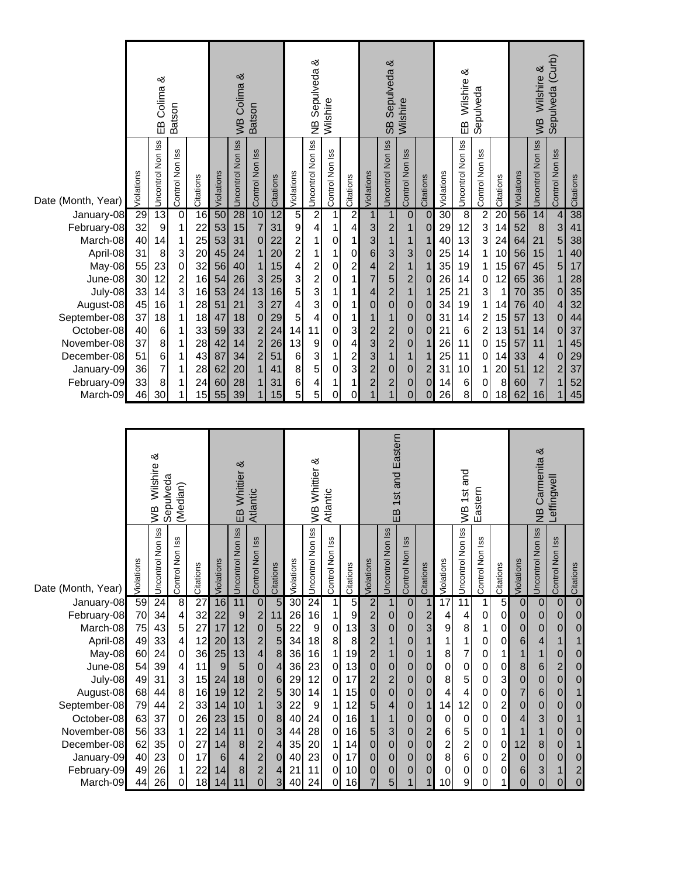| Date (Month, Year) | EB Colima & Batson | | | | WB Colima & Batson | | | | NB Sepulveda & Wilshire | | | | SB Sepulveda & Wilshire | | | | EB Wilshire & Sepulveda | | | | WB Wilshire & Sepulveda (Curb) | | | |
|---|---|---|---|---|---|---|---|---|---|---|---|---|---|---|---|---|---|---|---|---|---|---|---|---|
| | Violations | Uncontrol Non Iss | Control Non Iss | Citations | Violations | Uncontrol Non Iss | Control Non Iss | Citations | Violations | Uncontrol Non Iss | Control Non Iss | Citations | Violations | Uncontrol Non Iss | Control Non Iss | Citations | Violations | Uncontrol Non Iss | Control Non Iss | Citations | Violations | Uncontrol Non Iss | Control Non Iss | Citations |
| January-08 | 29 | 13 | 0 | 16 | 50 | 28 | 10 | 12 | 5 | 2 | 1 | 2 | 1 | 1 | 0 | 0 | 30 | 8 | 2 | 20 | 56 | 14 | 4 | 38 |
| February-08 | 32 | 9 | 1 | 22 | 53 | 15 | 7 | 31 | 9 | 4 | 1 | 4 | 3 | 2 | 1 | 0 | 29 | 12 | 3 | 14 | 52 | 8 | 3 | 41 |
| March-08 | 40 | 14 | 1 | 25 | 53 | 31 | 0 | 22 | 2 | 1 | 0 | 1 | 3 | 1 | 1 | 1 | 40 | 13 | 3 | 24 | 64 | 21 | 5 | 38 |
| April-08 | 31 | 8 | 3 | 20 | 45 | 24 | 1 | 20 | 2 | 1 | 1 | 0 | 6 | 3 | 3 | 0 | 25 | 14 | 1 | 10 | 56 | 15 | 1 | 40 |
| May-08 | 55 | 23 | 0 | 32 | 56 | 40 | 1 | 15 | 4 | 2 | 0 | 2 | 4 | 2 | 1 | 1 | 35 | 19 | 1 | 15 | 67 | 45 | 5 | 17 |
| June-08 | 30 | 12 | 2 | 16 | 54 | 26 | 3 | 25 | 3 | 2 | 0 | 1 | 7 | 5 | 2 | 0 | 26 | 14 | 0 | 12 | 65 | 36 | 1 | 28 |
| July-08 | 33 | 14 | 3 | 16 | 53 | 24 | 13 | 16 | 5 | 3 | 1 | 1 | 4 | 2 | 1 | 1 | 25 | 21 | 3 | 1 | 70 | 35 | 0 | 35 |
| August-08 | 45 | 16 | 1 | 28 | 51 | 21 | 3 | 27 | 4 | 3 | 0 | 1 | 0 | 0 | 0 | 0 | 34 | 19 | 1 | 14 | 76 | 40 | 4 | 32 |
| September-08 | 37 | 18 | 1 | 18 | 47 | 18 | 0 | 29 | 5 | 4 | 0 | 1 | 1 | 1 | 0 | 0 | 31 | 14 | 2 | 15 | 57 | 13 | 0 | 44 |
| October-08 | 40 | 6 | 1 | 33 | 59 | 33 | 2 | 24 | 14 | 11 | 0 | 3 | 2 | 2 | 0 | 0 | 21 | 6 | 2 | 13 | 51 | 14 | 0 | 37 |
| November-08 | 37 | 8 | 1 | 28 | 42 | 14 | 2 | 26 | 13 | 9 | 0 | 4 | 3 | 2 | 0 | 1 | 26 | 11 | 0 | 15 | 57 | 11 | 1 | 45 |
| December-08 | 51 | 6 | 1 | 43 | 87 | 34 | 2 | 51 | 6 | 3 | 1 | 2 | 3 | 1 | 1 | 1 | 25 | 11 | 0 | 14 | 33 | 4 | 0 | 29 |
| January-09 | 36 | 7 | 1 | 28 | 62 | 20 | 1 | 41 | 8 | 5 | 0 | 3 | 2 | 0 | 0 | 2 | 31 | 10 | 1 | 20 | 51 | 12 | 2 | 37 |
| February-09 | 33 | 8 | 1 | 24 | 60 | 28 | 1 | 31 | 6 | 4 | 1 | 1 | 2 | 2 | 0 | 0 | 14 | 6 | 0 | 8 | 60 | 7 | 1 | 52 |
| March-09 | 46 | 30 | 1 | 15 | 55 | 39 | 1 | 15 | 5 | 5 | 0 | 0 | 1 | 1 | 0 | 0 | 26 | 8 | 0 | 18 | 62 | 16 | 1 | 45 |

| Date (Month, Year) | WB Wilshire & Sepulveda (Median) | | | | EB Whittier & Atlantic | | | | WB Whittier & Atlantic | | | | EB 1st and Eastern | | | | WB 1st and Eastern | | | | NB Carmenita & Leffingwell | | | |
|---|---|---|---|---|---|---|---|---|---|---|---|---|---|---|---|---|---|---|---|---|---|---|---|---|
| | Violations | Uncontrol Non Iss | Control Non Iss | Citations | Violations | Uncontrol Non Iss | Control Non Iss | Citations | Violations | Uncontrol Non Iss | Control Non Iss | Citations | Violations | Uncontrol Non Iss | Control Non Iss | Citations | Violations | Uncontrol Non Iss | Control Non Iss | Citations | Violations | Uncontrol Non Iss | Control Non Iss | Citations |
| January-08 | 59 | 24 | 8 | 27 | 16 | 11 | 0 | 5 | 30 | 24 | 1 | 5 | 2 | 1 | 0 | 1 | 17 | 11 | 1 | 5 | 0 | 0 | 0 | 0 |
| February-08 | 70 | 34 | 4 | 32 | 22 | 9 | 2 | 11 | 26 | 16 | 1 | 9 | 2 | 0 | 0 | 2 | 4 | 4 | 0 | 0 | 0 | 0 | 0 | 0 |
| March-08 | 75 | 43 | 5 | 27 | 17 | 12 | 0 | 5 | 22 | 9 | 0 | 13 | 3 | 0 | 0 | 3 | 9 | 8 | 1 | 0 | 0 | 0 | 0 | 0 |
| April-08 | 49 | 33 | 4 | 12 | 20 | 13 | 2 | 5 | 34 | 18 | 8 | 8 | 2 | 1 | 0 | 1 | 1 | 1 | 0 | 0 | 6 | 4 | 1 | 1 |
| May-08 | 60 | 24 | 0 | 36 | 25 | 13 | 4 | 8 | 36 | 16 | 1 | 19 | 2 | 1 | 0 | 1 | 8 | 7 | 0 | 1 | 1 | 1 | 0 | 0 |
| June-08 | 54 | 39 | 4 | 11 | 9 | 5 | 0 | 4 | 36 | 23 | 0 | 13 | 0 | 0 | 0 | 0 | 0 | 0 | 0 | 0 | 8 | 6 | 2 | 0 |
| July-08 | 49 | 31 | 3 | 15 | 24 | 18 | 0 | 6 | 29 | 12 | 0 | 17 | 2 | 2 | 0 | 0 | 8 | 5 | 0 | 3 | 0 | 0 | 0 | 0 |
| August-08 | 68 | 44 | 8 | 16 | 19 | 12 | 2 | 5 | 30 | 14 | 1 | 15 | 0 | 0 | 0 | 0 | 4 | 4 | 0 | 0 | 7 | 6 | 0 | 1 |
| September-08 | 79 | 44 | 2 | 33 | 14 | 10 | 1 | 3 | 22 | 9 | 1 | 12 | 5 | 4 | 0 | 1 | 14 | 12 | 0 | 2 | 0 | 0 | 0 | 0 |
| October-08 | 63 | 37 | 0 | 26 | 23 | 15 | 0 | 8 | 40 | 24 | 0 | 16 | 1 | 1 | 0 | 0 | 0 | 0 | 0 | 0 | 4 | 3 | 0 | 1 |
| November-08 | 56 | 33 | 1 | 22 | 14 | 11 | 0 | 3 | 44 | 28 | 0 | 16 | 5 | 3 | 0 | 2 | 6 | 5 | 0 | 1 | 1 | 1 | 0 | 0 |
| December-08 | 62 | 35 | 0 | 27 | 14 | 8 | 2 | 4 | 35 | 20 | 1 | 14 | 0 | 0 | 0 | 0 | 2 | 2 | 0 | 0 | 12 | 8 | 0 | 1 |
| January-09 | 40 | 23 | 0 | 17 | 6 | 4 | 2 | 0 | 40 | 23 | 0 | 17 | 0 | 0 | 0 | 0 | 8 | 6 | 0 | 2 | 0 | 0 | 0 | 0 |
| February-09 | 49 | 26 | 1 | 22 | 14 | 8 | 2 | 4 | 21 | 11 | 0 | 10 | 0 | 0 | 0 | 0 | 0 | 0 | 0 | 0 | 6 | 3 | 1 | 2 |
| March-09 | 44 | 26 | 0 | 18 | 14 | 11 | 0 | 3 | 40 | 24 | 0 | 16 | 7 | 5 | 1 | 1 | 10 | 9 | 0 | 1 | 0 | 0 | 0 | 0 |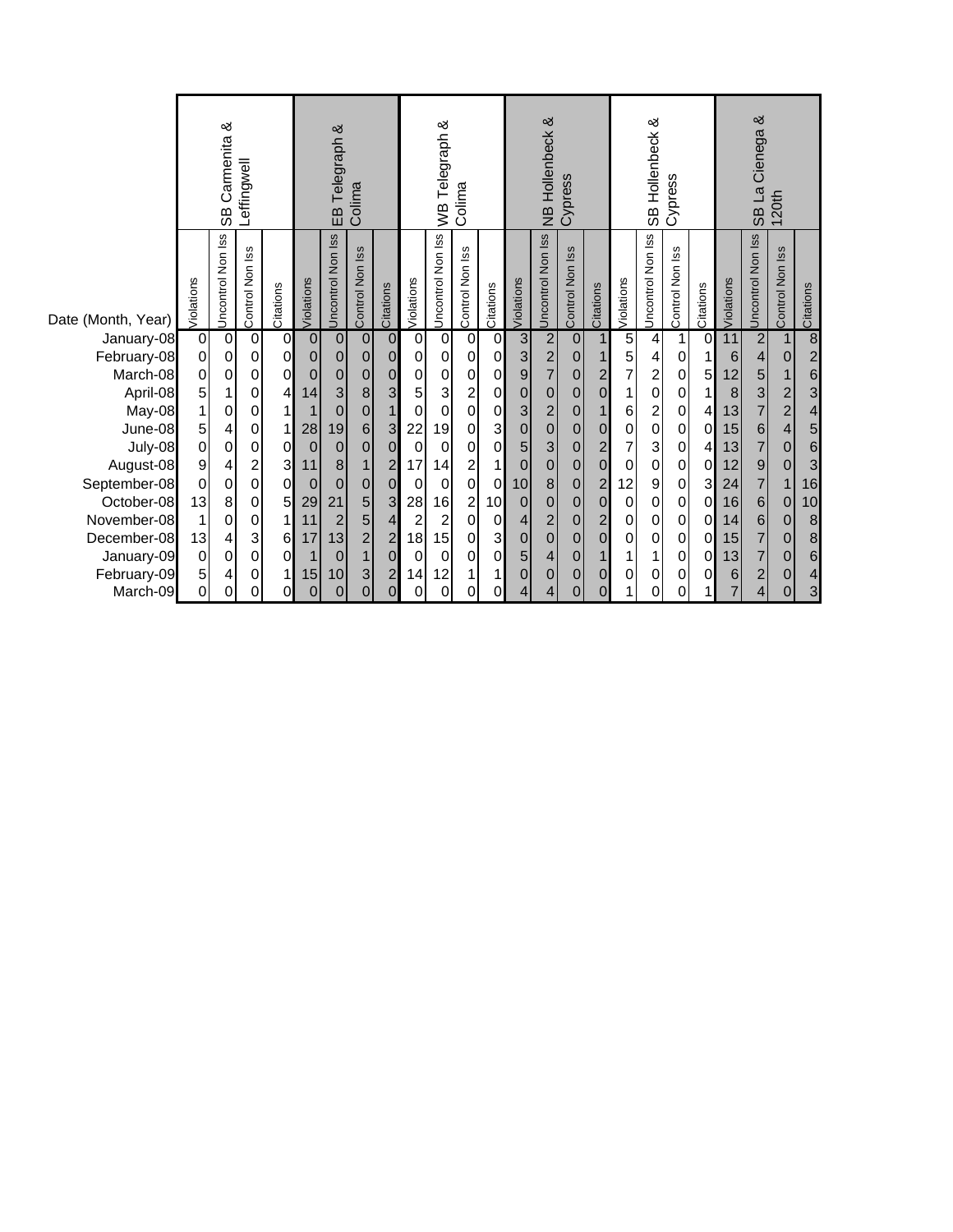| Date (Month, Year) | SB Carmenita & Leffingwell | | | | EB Telegraph & Colima | | | | WB Telegraph & Colima | | | | NB Hollenbeck & Cypress | | | | SB Hollenbeck & Cypress | | | | SB La Cienega & 120th | | | |
|---|---|---|---|---|---|---|---|---|---|---|---|---|---|---|---|---|---|---|---|---|---|---|---|---|
| | Violations | Uncontrol Non Iss | Control Non Iss | Citations | Violations | Uncontrol Non Iss | Control Non Iss | Citations | Violations | Uncontrol Non Iss | Control Non Iss | Citations | Violations | Uncontrol Non Iss | Control Non Iss | Citations | Violations | Uncontrol Non Iss | Control Non Iss | Citations | Violations | Uncontrol Non Iss | Control Non Iss | Citations |
| January-08 | 0 | 0 | 0 | 0 | 0 | 0 | 0 | 0 | 0 | 0 | 0 | 0 | 3 | 2 | 0 | 1 | 5 | 4 | 1 | 0 | 11 | 2 | 1 | 8 |
| February-08 | 0 | 0 | 0 | 0 | 0 | 0 | 0 | 0 | 0 | 0 | 0 | 0 | 3 | 2 | 0 | 1 | 5 | 4 | 0 | 1 | 6 | 4 | 0 | 2 |
| March-08 | 0 | 0 | 0 | 0 | 0 | 0 | 0 | 0 | 0 | 0 | 0 | 0 | 9 | 7 | 0 | 2 | 7 | 2 | 0 | 5 | 12 | 5 | 1 | 6 |
| April-08 | 5 | 1 | 0 | 4 | 14 | 3 | 8 | 3 | 5 | 3 | 2 | 0 | 0 | 0 | 0 | 0 | 1 | 0 | 0 | 1 | 8 | 3 | 2 | 3 |
| May-08 | 1 | 0 | 0 | 1 | 1 | 0 | 0 | 1 | 0 | 0 | 0 | 0 | 3 | 2 | 0 | 1 | 6 | 2 | 0 | 4 | 13 | 7 | 2 | 4 |
| June-08 | 5 | 4 | 0 | 1 | 28 | 19 | 6 | 3 | 22 | 19 | 0 | 3 | 0 | 0 | 0 | 0 | 0 | 0 | 0 | 0 | 15 | 6 | 4 | 5 |
| July-08 | 0 | 0 | 0 | 0 | 0 | 0 | 0 | 0 | 0 | 0 | 0 | 0 | 5 | 3 | 0 | 2 | 7 | 3 | 0 | 4 | 13 | 7 | 0 | 6 |
| August-08 | 9 | 4 | 2 | 3 | 11 | 8 | 1 | 2 | 17 | 14 | 2 | 1 | 0 | 0 | 0 | 0 | 0 | 0 | 0 | 0 | 12 | 9 | 0 | 3 |
| September-08 | 0 | 0 | 0 | 0 | 0 | 0 | 0 | 0 | 0 | 0 | 0 | 0 | 10 | 8 | 0 | 2 | 12 | 9 | 0 | 3 | 24 | 7 | 1 | 16 |
| October-08 | 13 | 8 | 0 | 5 | 29 | 21 | 5 | 3 | 28 | 16 | 2 | 10 | 0 | 0 | 0 | 0 | 0 | 0 | 0 | 0 | 16 | 6 | 0 | 10 |
| November-08 | 1 | 0 | 0 | 1 | 11 | 2 | 5 | 4 | 2 | 2 | 0 | 0 | 4 | 2 | 0 | 2 | 0 | 0 | 0 | 0 | 14 | 6 | 0 | 8 |
| December-08 | 13 | 4 | 3 | 6 | 17 | 13 | 2 | 2 | 18 | 15 | 0 | 3 | 0 | 0 | 0 | 0 | 0 | 0 | 0 | 0 | 15 | 7 | 0 | 8 |
| January-09 | 0 | 0 | 0 | 0 | 1 | 0 | 1 | 0 | 0 | 0 | 0 | 0 | 5 | 4 | 0 | 1 | 1 | 1 | 0 | 0 | 13 | 7 | 0 | 6 |
| February-09 | 5 | 4 | 0 | 1 | 15 | 10 | 3 | 2 | 14 | 12 | 1 | 1 | 0 | 0 | 0 | 0 | 0 | 0 | 0 | 0 | 6 | 2 | 0 | 4 |
| March-09 | 0 | 0 | 0 | 0 | 0 | 0 | 0 | 0 | 0 | 0 | 0 | 0 | 4 | 4 | 0 | 0 | 1 | 0 | 0 | 1 | 7 | 4 | 0 | 3 |